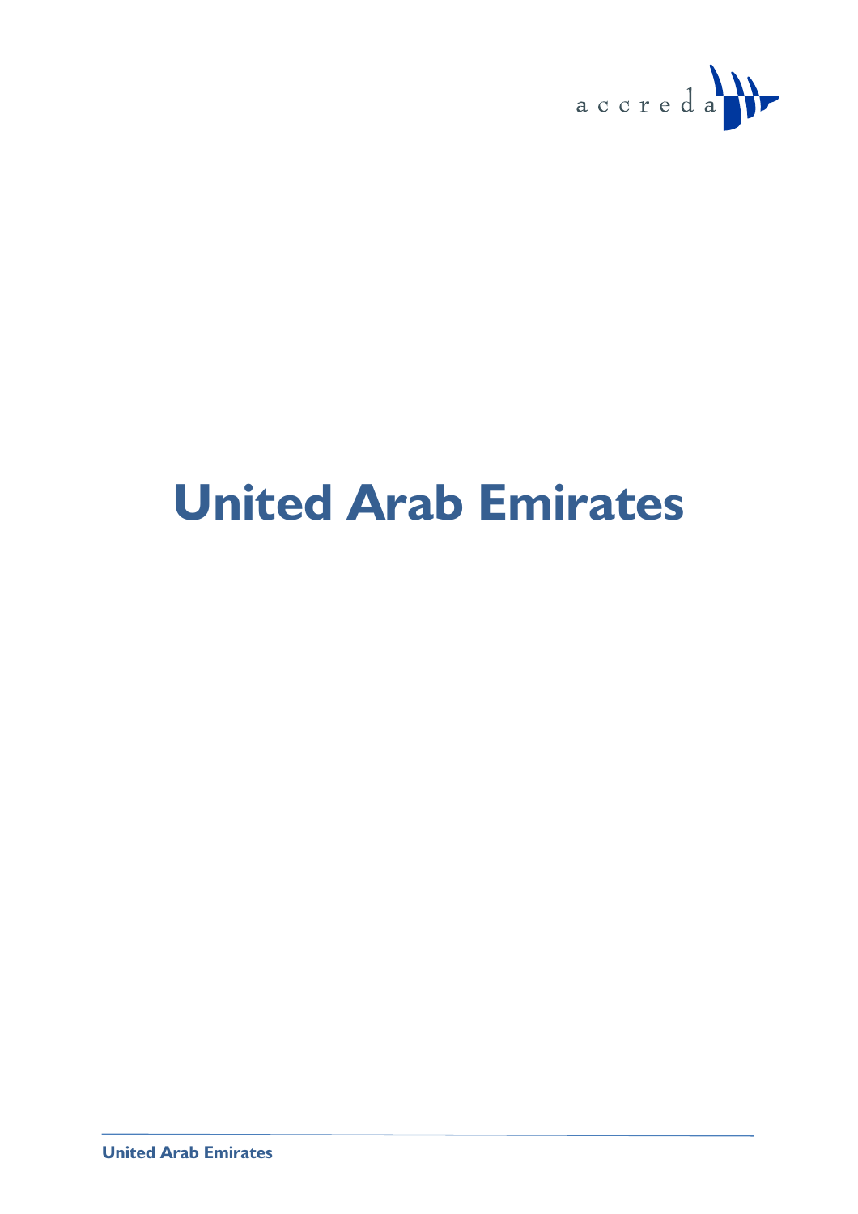# United Arab Emirates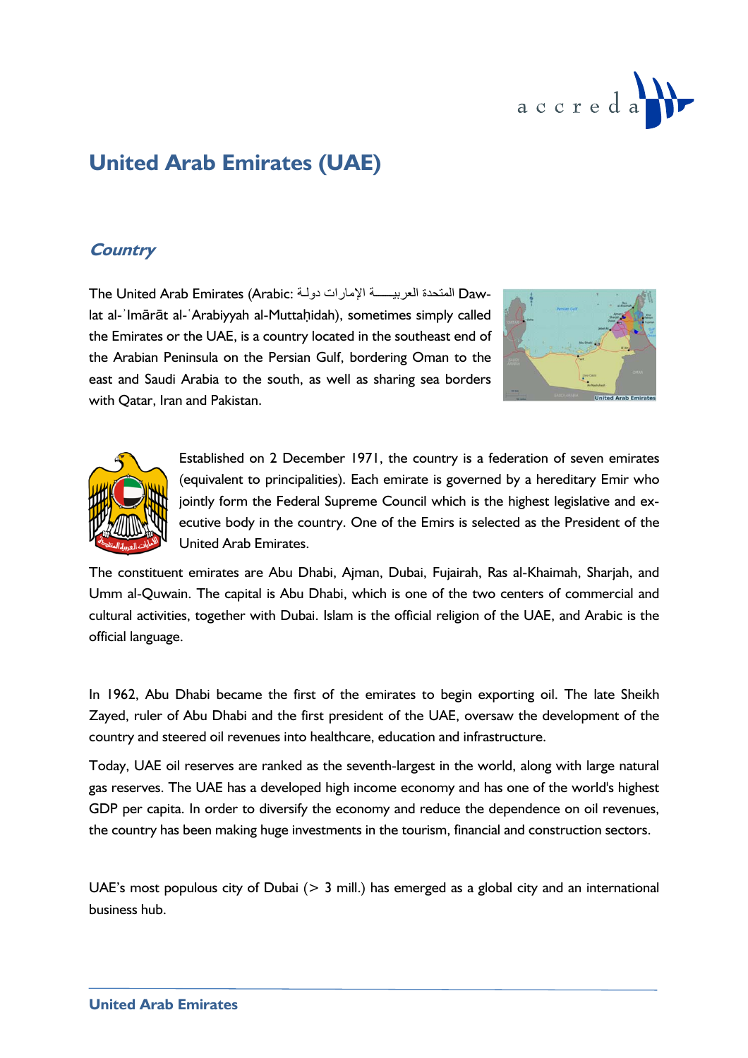# United Arab Emirates (UAE)

## *Country*

The United Arab Emirates (Arabic: دولة الإمارات العربيـــة المتحدة Dawlat al-ʾImārāt al-ʿArabiyyah al-Muttaḥidah), sometimes simply called the Emirates or the UAE, is a country located in the southeast end of the Arabian Peninsula on the Persian Gulf, bordering Oman to the east and Saudi Arabia to the south, as well as sharing sea borders with Qatar, Iran and Pakistan.

Established on 2 December 1971, the country is a federation of seven emirates (equivalent to principalities). Each emirate is governed by a hereditary Emir who jointly form the Federal Supreme Council which is the highest legislative and executive body in the country. One of the Emirs is selected as the President of the United Arab Emirates.

The constituent emirates are Abu Dhabi, Ajman, Dubai, Fujairah, Ras al-Khaimah, Sharjah, and Umm al-Quwain. The capital is Abu Dhabi, which is one of the two centers of commercial and cultural activities, together with Dubai. Islam is the official religion of the UAE, and Arabic is the official language.

In 1962, Abu Dhabi became the first of the emirates to begin exporting oil. The late Sheikh Zayed, ruler of Abu Dhabi and the first president of the UAE, oversaw the development of the country and steered oil revenues into healthcare, education and infrastructure.

Today, UAE oil reserves are ranked as the seventh-largest in the world, along with large natural gas reserves. The UAE has a developed high income economy and has one of the world's highest GDP per capita. In order to diversify the economy and reduce the dependence on oil revenues, the country has been making huge investments in the tourism, financial and construction sectors.

UAE's most populous city of Dubai (> 3 mill.) has emerged as a global city and an international business hub.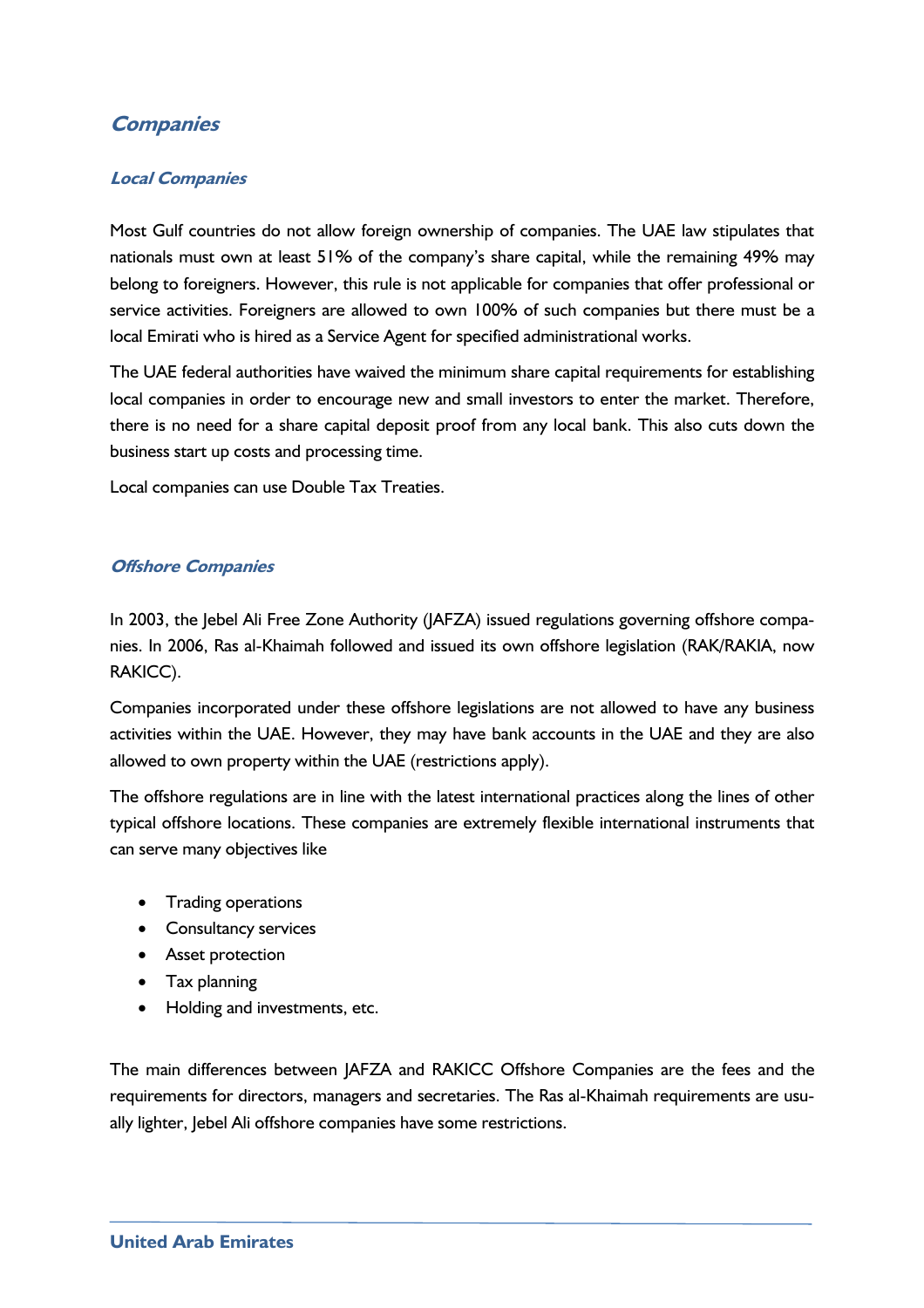## Companies

### Local Companies

Most Gulf countries do not allow foreign ownership of companies. The UAE law stipulates that nationals must own at least 51% of the company's share capital, while the remaining 49% may belong to foreigners. However, this rule is not applicable for companies that offer professional or service activities. Foreigners are allowed to own 100% of such companies but there must be a local Emirati who is hired as a Service Agent for specified administrational works.

The UAE federal authorities have waived the minimum share capital requirements for establishing local companies in order to encourage new and small investors to enter the market. Therefore, there is no need for a share capital deposit proof from any local bank. This also cuts down the business start up costs and processing time.

Local companies can use Double Tax Treaties.

### Offshore Companies

In 2003, the Jebel Ali Free Zone Authority (JAFZA) issued regulations governing offshore companies. In 2006, Ras al-Khaimah followed and issued its own offshore legislation (RAK/RAKIA, now RAKICC).

Companies incorporated under these offshore legislations are not allowed to have any business activities within the UAE. However, they may have bank accounts in the UAE and they are also allowed to own property within the UAE (restrictions apply).

The offshore regulations are in line with the latest international practices along the lines of other typical offshore locations. These companies are extremely flexible international instruments that can serve many objectives like

- Trading operations
- Consultancy services
- Asset protection
- Tax planning
- Holding and investments, etc.

The main differences between JAFZA and RAKICC Offshore Companies are the fees and the requirements for directors, managers and secretaries. The Ras al-Khaimah requirements are usually lighter, Jebel Ali offshore companies have some restrictions.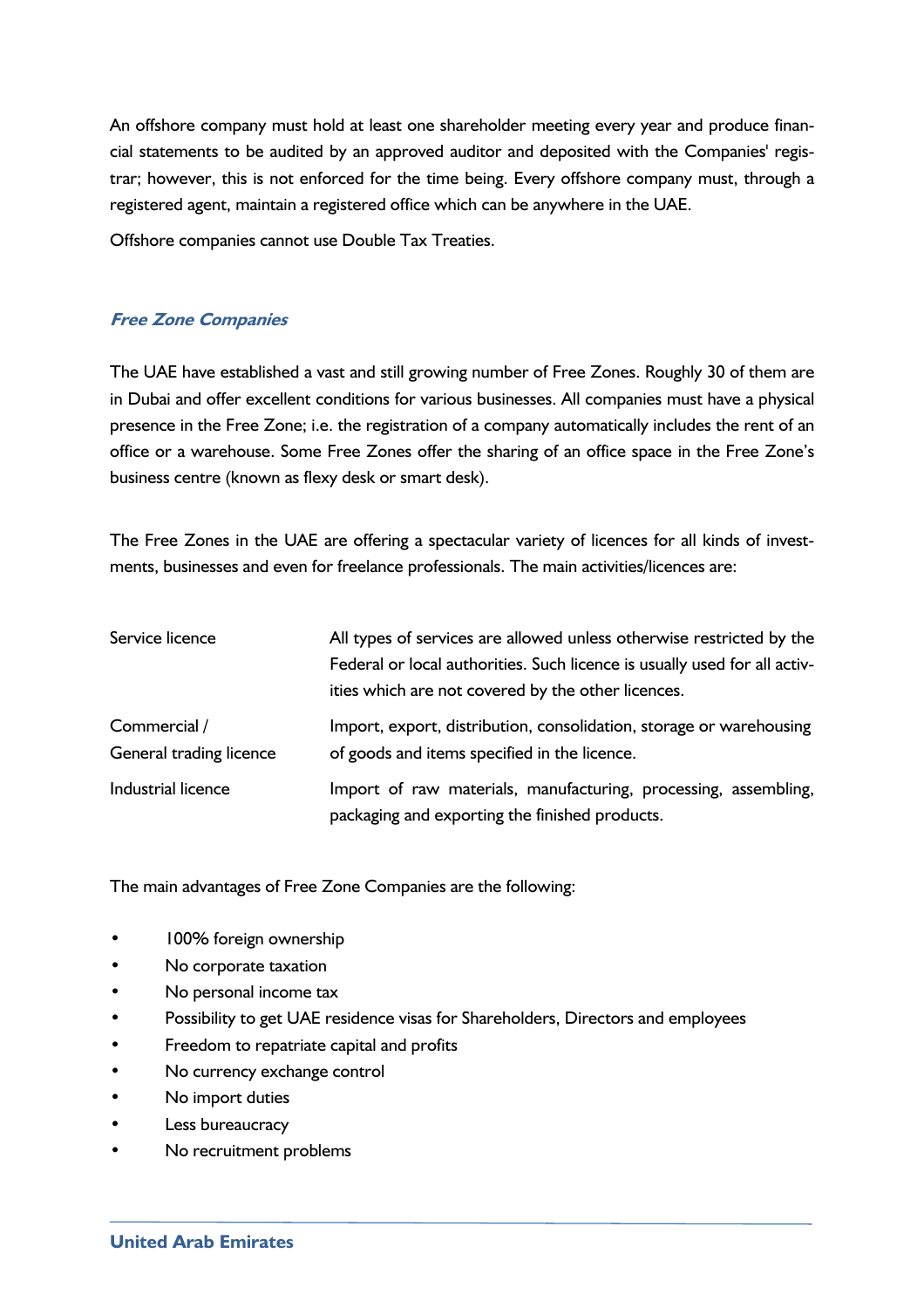An offshore company must hold at least one shareholder meeting every year and produce financial statements to be audited by an approved auditor and deposited with the Companies' registrar; however, this is not enforced for the time being. Every offshore company must, through a registered agent, maintain a registered office which can be anywhere in the UAE.

Offshore companies cannot use Double Tax Treaties.

### *Free Zone Companies*

The UAE have established a vast and still growing number of Free Zones. Roughly 30 of them are in Dubai and offer excellent conditions for various businesses. All companies must have a physical presence in the Free Zone; i.e. the registration of a company automatically includes the rent of an office or a warehouse. Some Free Zones offer the sharing of an office space in the Free Zone's business centre (known as flexy desk or smart desk).

The Free Zones in the UAE are offering a spectacular variety of licences for all kinds of investments, businesses and even for freelance professionals. The main activities/licences are:

| | |
|---|---|
| Service licence | All types of services are allowed unless otherwise restricted by the Federal or local authorities. Such licence is usually used for all activities which are not covered by the other licences. |
| Commercial / General trading licence | Import, export, distribution, consolidation, storage or warehousing of goods and items specified in the licence. |
| Industrial licence | Import of raw materials, manufacturing, processing, assembling, packaging and exporting the finished products. |

The main advantages of Free Zone Companies are the following:

- 100% foreign ownership
- No corporate taxation
- No personal income tax
- Possibility to get UAE residence visas for Shareholders, Directors and employees
- Freedom to repatriate capital and profits
- No currency exchange control
- No import duties
- Less bureaucracy
- No recruitment problems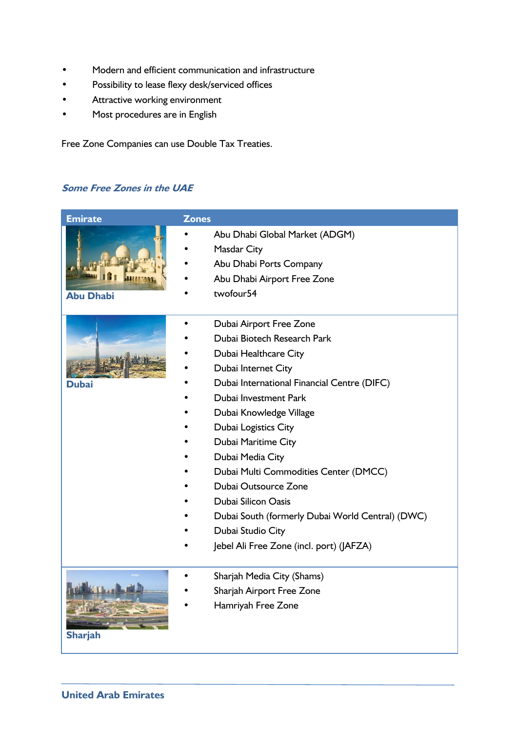- Modern and efficient communication and infrastructure
- Possibility to lease flexy desk/serviced offices
- Attractive working environment
- Most procedures are in English

Free Zone Companies can use Double Tax Treaties.

### *Some Free Zones in the UAE*

| Emirate | Zones |
|---|---|
| Abu Dhabi | • Abu Dhabi Global Market (ADGM)<br>• Masdar City<br>• Abu Dhabi Ports Company<br>• Abu Dhabi Airport Free Zone<br>• twofour54 |
| Dubai | • Dubai Airport Free Zone<br>• Dubai Biotech Research Park<br>• Dubai Healthcare City<br>• Dubai Internet City<br>• Dubai International Financial Centre (DIFC)<br>• Dubai Investment Park<br>• Dubai Knowledge Village<br>• Dubai Logistics City<br>• Dubai Maritime City<br>• Dubai Media City<br>• Dubai Multi Commodities Center (DMCC)<br>• Dubai Outsource Zone<br>• Dubai Silicon Oasis<br>• Dubai South (formerly Dubai World Central) (DWC)<br>• Dubai Studio City<br>• Jebel Ali Free Zone (incl. port) (JAFZA) |
| Sharjah | • Sharjah Media City (Shams)<br>• Sharjah Airport Free Zone<br>• Hamriyah Free Zone |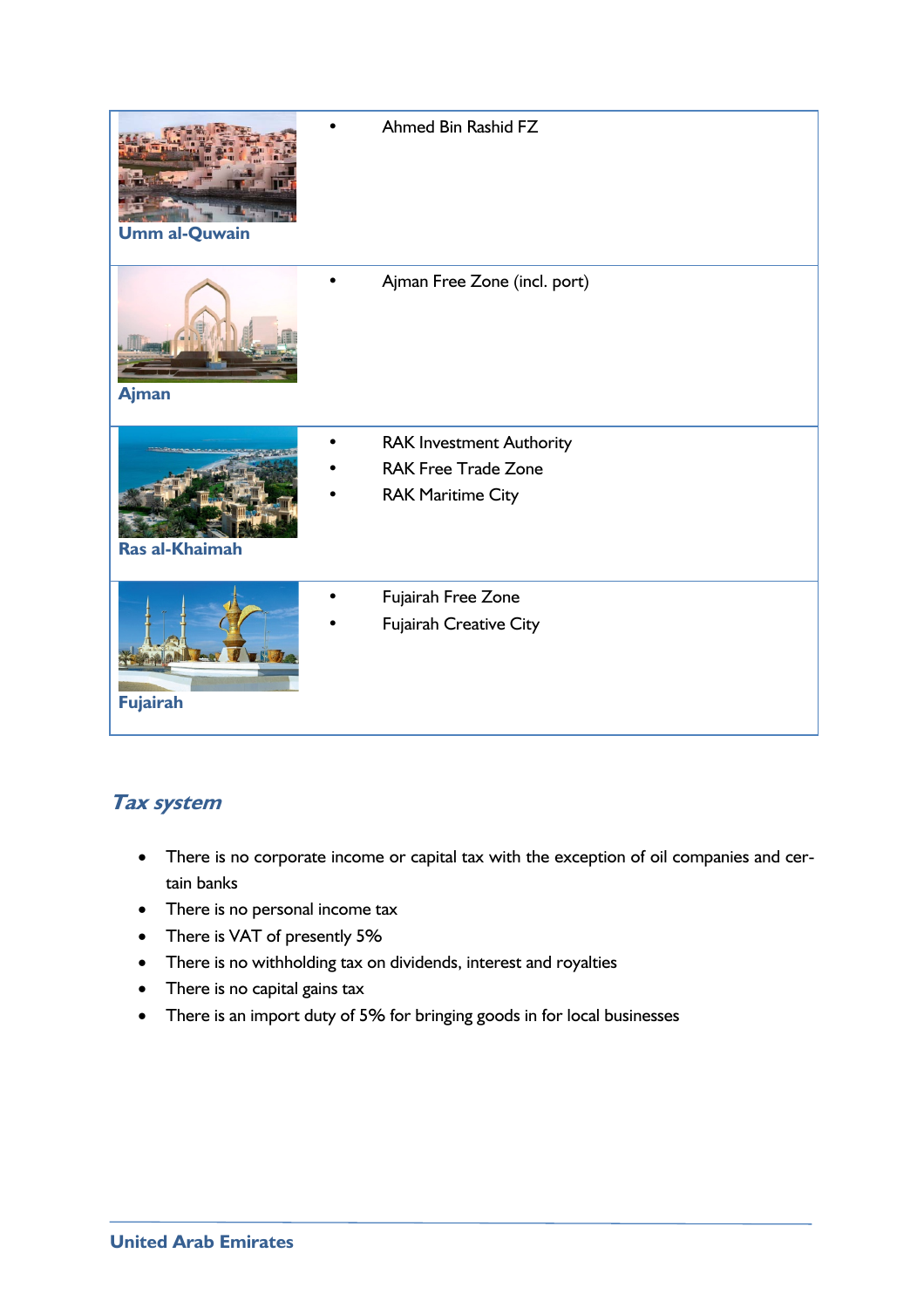| Emirate | Free Zones |
| --- | --- |
| Umm al-Quwain | • Ahmed Bin Rashid FZ |
| Ajman | • Ajman Free Zone (incl. port) |
| Ras al-Khaimah | • RAK Investment Authority<br>• RAK Free Trade Zone<br>• RAK Maritime City |
| Fujairah | • Fujairah Free Zone<br>• Fujairah Creative City |

## *Tax system*

- There is no corporate income or capital tax with the exception of oil companies and certain banks
- There is no personal income tax
- There is VAT of presently 5%
- There is no withholding tax on dividends, interest and royalties
- There is no capital gains tax
- There is an import duty of 5% for bringing goods in for local businesses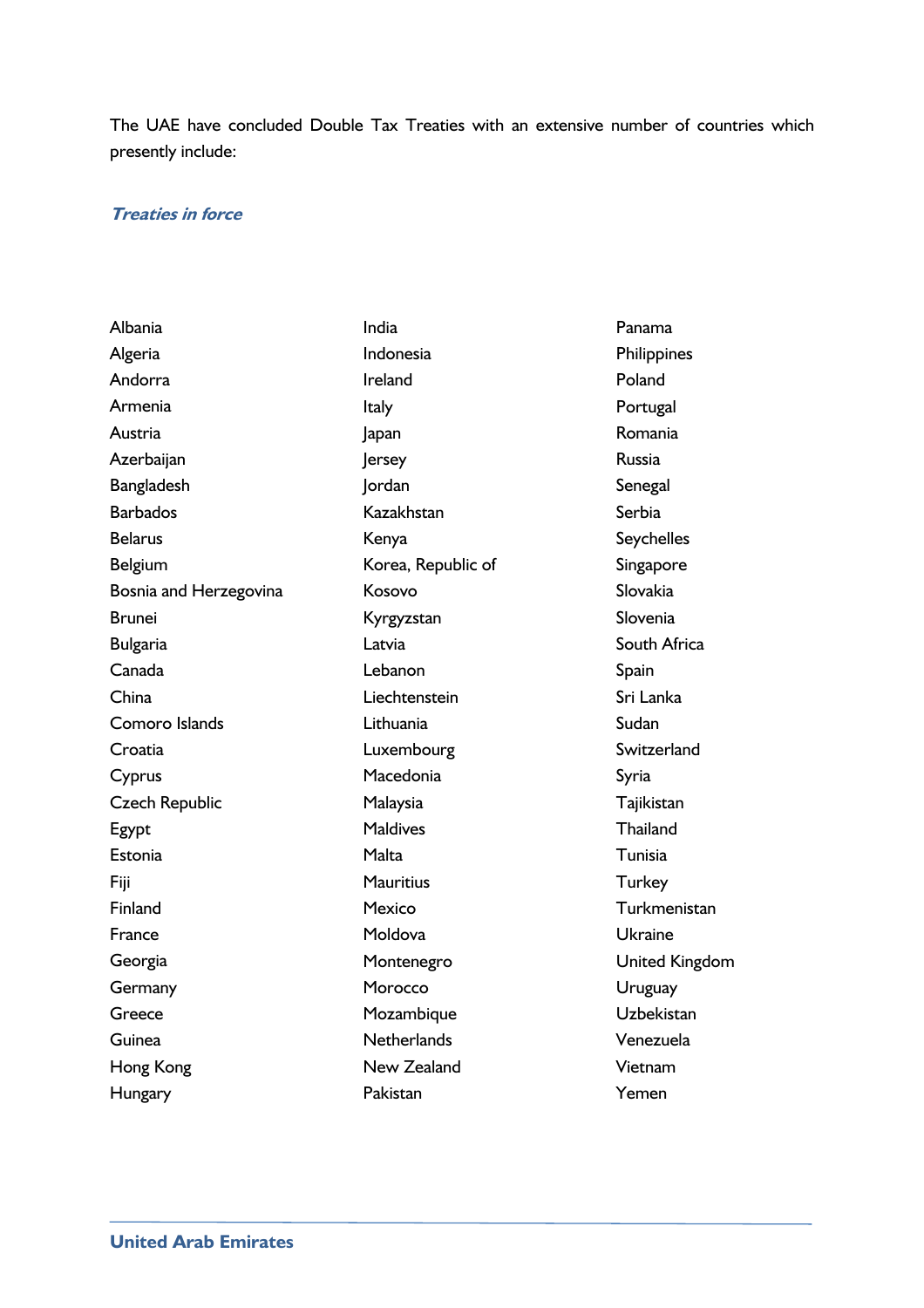The UAE have concluded Double Tax Treaties with an extensive number of countries which presently include:

***Treaties in force***

- Albania
- Algeria
- Andorra
- Armenia
- Austria
- Azerbaijan
- Bangladesh
- Barbados
- Belarus
- Belgium
- Bosnia and Herzegovina
- Brunei
- Bulgaria
- Canada
- China
- Comoro Islands
- Croatia
- Cyprus
- Czech Republic
- Egypt
- Estonia
- Fiji
- Finland
- France
- Georgia
- Germany
- Greece
- Guinea
- Hong Kong
- Hungary
- India
- Indonesia
- Ireland
- Italy
- Japan
- Jersey
- Jordan
- Kazakhstan
- Kenya
- Korea, Republic of
- Kosovo
- Kyrgyzstan
- Latvia
- Lebanon
- Liechtenstein
- Lithuania
- Luxembourg
- Macedonia
- Malaysia
- Maldives
- Malta
- Mauritius
- Mexico
- Moldova
- Montenegro
- Morocco
- Mozambique
- Netherlands
- New Zealand
- Pakistan
- Panama
- Philippines
- Poland
- Portugal
- Romania
- Russia
- Senegal
- Serbia
- Seychelles
- Singapore
- Slovakia
- Slovenia
- South Africa
- Spain
- Sri Lanka
- Sudan
- Switzerland
- Syria
- Tajikistan
- Thailand
- Tunisia
- Turkey
- Turkmenistan
- Ukraine
- United Kingdom
- Uruguay
- Uzbekistan
- Venezuela
- Vietnam
- Yemen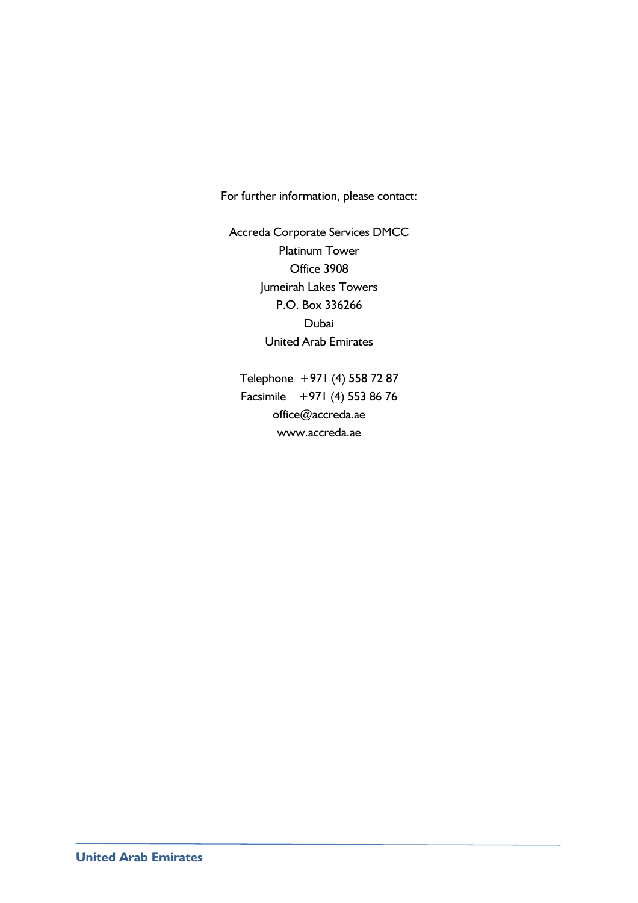For further information, please contact:

Accreda Corporate Services DMCC
Platinum Tower
Office 3908
Jumeirah Lakes Towers
P.O. Box 336266
Dubai
United Arab Emirates

Telephone +971 (4) 558 72 87
Facsimile +971 (4) 553 86 76
office@accreda.ae
www.accreda.ae